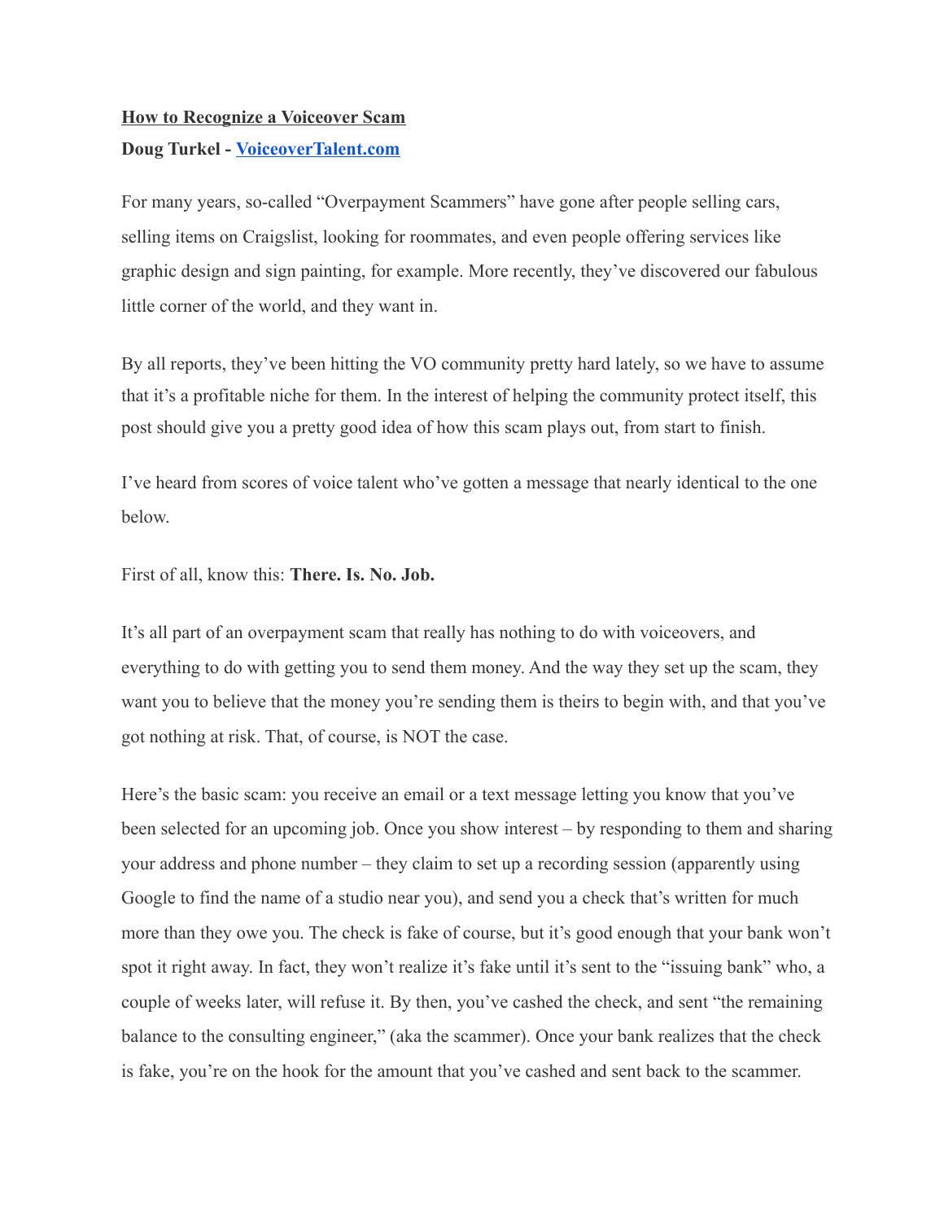# How to Recognize a Voiceover Scam

**Doug Turkel - [VoiceoverTalent.com](VoiceoverTalent.com)**

For many years, so-called "Overpayment Scammers" have gone after people selling cars, selling items on Craigslist, looking for roommates, and even people offering services like graphic design and sign painting, for example. More recently, they've discovered our fabulous little corner of the world, and they want in.

By all reports, they've been hitting the VO community pretty hard lately, so we have to assume that it's a profitable niche for them. In the interest of helping the community protect itself, this post should give you a pretty good idea of how this scam plays out, from start to finish.

I've heard from scores of voice talent who've gotten a message that nearly identical to the one below.

First of all, know this: **There. Is. No. Job.**

It's all part of an overpayment scam that really has nothing to do with voiceovers, and everything to do with getting you to send them money. And the way they set up the scam, they want you to believe that the money you're sending them is theirs to begin with, and that you've got nothing at risk. That, of course, is NOT the case.

Here's the basic scam: you receive an email or a text message letting you know that you've been selected for an upcoming job. Once you show interest – by responding to them and sharing your address and phone number – they claim to set up a recording session (apparently using Google to find the name of a studio near you), and send you a check that's written for much more than they owe you. The check is fake of course, but it's good enough that your bank won't spot it right away. In fact, they won't realize it's fake until it's sent to the "issuing bank" who, a couple of weeks later, will refuse it. By then, you've cashed the check, and sent "the remaining balance to the consulting engineer," (aka the scammer). Once your bank realizes that the check is fake, you're on the hook for the amount that you've cashed and sent back to the scammer.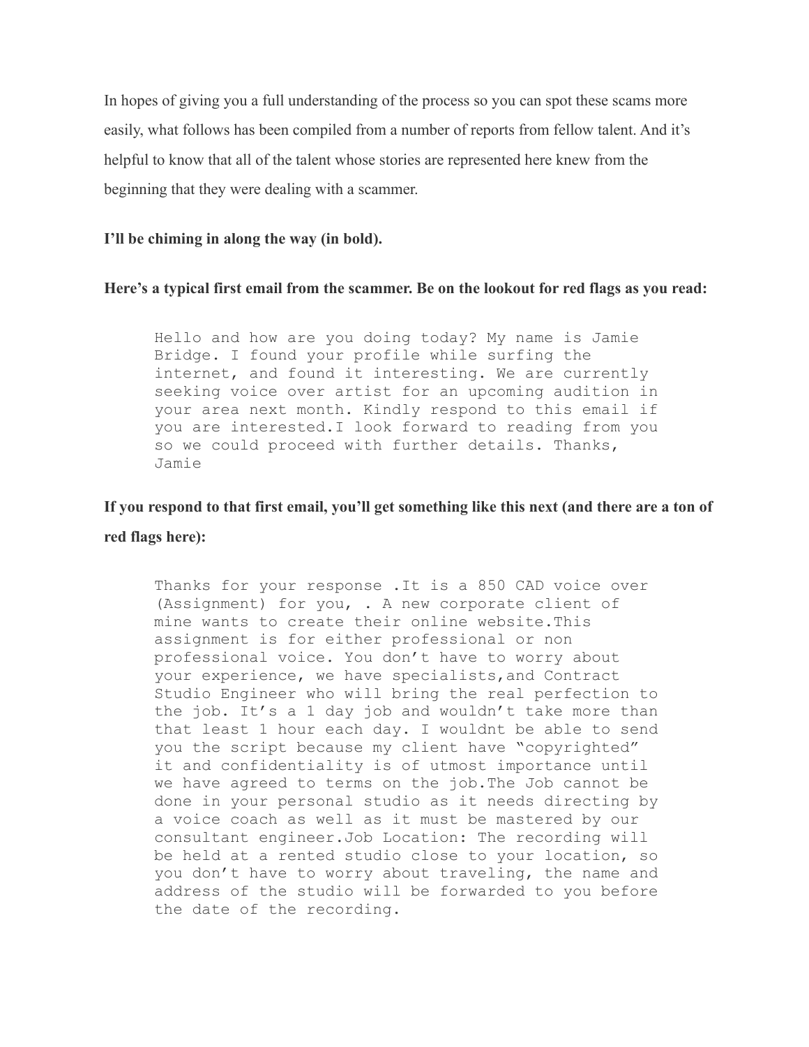In hopes of giving you a full understanding of the process so you can spot these scams more easily, what follows has been compiled from a number of reports from fellow talent. And it's helpful to know that all of the talent whose stories are represented here knew from the beginning that they were dealing with a scammer.

**I'll be chiming in along the way (in bold).**

**Here's a typical first email from the scammer. Be on the lookout for red flags as you read:**

```
Hello and how are you doing today? My name is Jamie
Bridge. I found your profile while surfing the
internet, and found it interesting. We are currently
seeking voice over artist for an upcoming audition in
your area next month. Kindly respond to this email if
you are interested.I look forward to reading from you
so we could proceed with further details. Thanks,
Jamie
```

**If you respond to that first email, you'll get something like this next (and there are a ton of red flags here):**

```
Thanks for your response .It is a 850 CAD voice over
(Assignment) for you, . A new corporate client of
mine wants to create their online website.This
assignment is for either professional or non
professional voice. You don't have to worry about
your experience, we have specialists,and Contract
Studio Engineer who will bring the real perfection to
the job. It's a 1 day job and wouldn't take more than
that least 1 hour each day. I wouldnt be able to send
you the script because my client have "copyrighted"
it and confidentiality is of utmost importance until
we have agreed to terms on the job.The Job cannot be
done in your personal studio as it needs directing by
a voice coach as well as it must be mastered by our
consultant engineer.Job Location: The recording will
be held at a rented studio close to your location, so
you don't have to worry about traveling, the name and
address of the studio will be forwarded to you before
the date of the recording.
```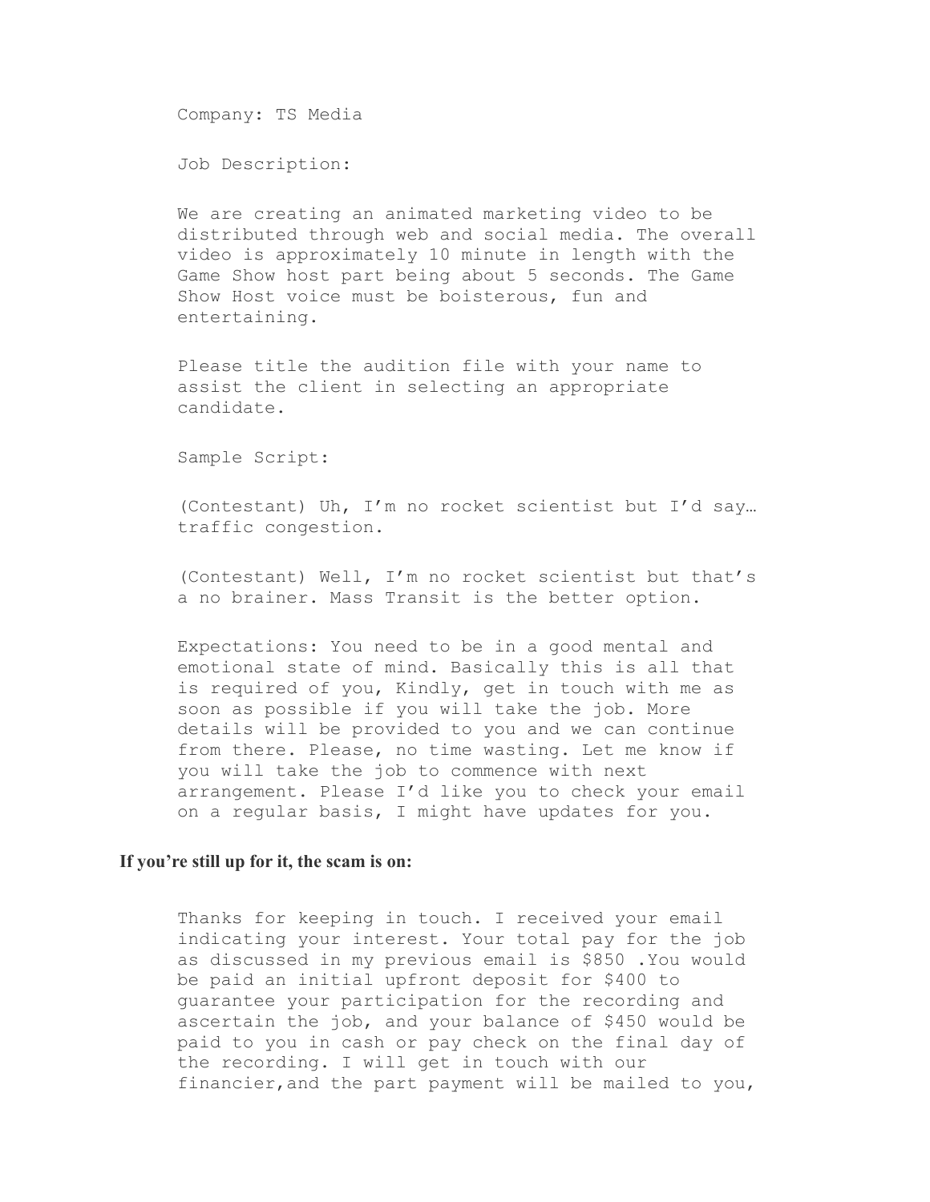Company: TS Media

Job Description:

We are creating an animated marketing video to be distributed through web and social media. The overall video is approximately 10 minute in length with the Game Show host part being about 5 seconds. The Game Show Host voice must be boisterous, fun and entertaining.

Please title the audition file with your name to assist the client in selecting an appropriate candidate.

Sample Script:

(Contestant) Uh, I'm no rocket scientist but I'd say… traffic congestion.

(Contestant) Well, I'm no rocket scientist but that's a no brainer. Mass Transit is the better option.

Expectations: You need to be in a good mental and emotional state of mind. Basically this is all that is required of you, Kindly, get in touch with me as soon as possible if you will take the job. More details will be provided to you and we can continue from there. Please, no time wasting. Let me know if you will take the job to commence with next arrangement. Please I'd like you to check your email on a regular basis, I might have updates for you.

**If you're still up for it, the scam is on:**

Thanks for keeping in touch. I received your email indicating your interest. Your total pay for the job as discussed in my previous email is $850 .You would be paid an initial upfront deposit for $400 to guarantee your participation for the recording and ascertain the job, and your balance of $450 would be paid to you in cash or pay check on the final day of the recording. I will get in touch with our financier,and the part payment will be mailed to you,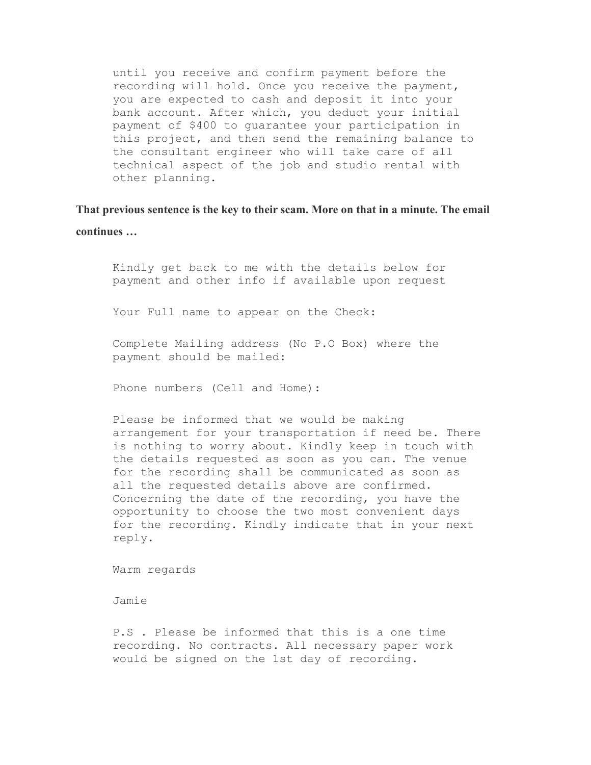> until you receive and confirm payment before the recording will hold. Once you receive the payment, you are expected to cash and deposit it into your bank account. After which, you deduct your initial payment of $400 to guarantee your participation in this project, and then send the remaining balance to the consultant engineer who will take care of all technical aspect of the job and studio rental with other planning.

**That previous sentence is the key to their scam. More on that in a minute. The email continues …**

> Kindly get back to me with the details below for payment and other info if available upon request
>
> Your Full name to appear on the Check:
>
> Complete Mailing address (No P.O Box) where the payment should be mailed:
>
> Phone numbers (Cell and Home):
>
> Please be informed that we would be making arrangement for your transportation if need be. There is nothing to worry about. Kindly keep in touch with the details requested as soon as you can. The venue for the recording shall be communicated as soon as all the requested details above are confirmed. Concerning the date of the recording, you have the opportunity to choose the two most convenient days for the recording. Kindly indicate that in your next reply.
>
> Warm regards
>
> Jamie
>
> P.S . Please be informed that this is a one time recording. No contracts. All necessary paper work would be signed on the 1st day of recording.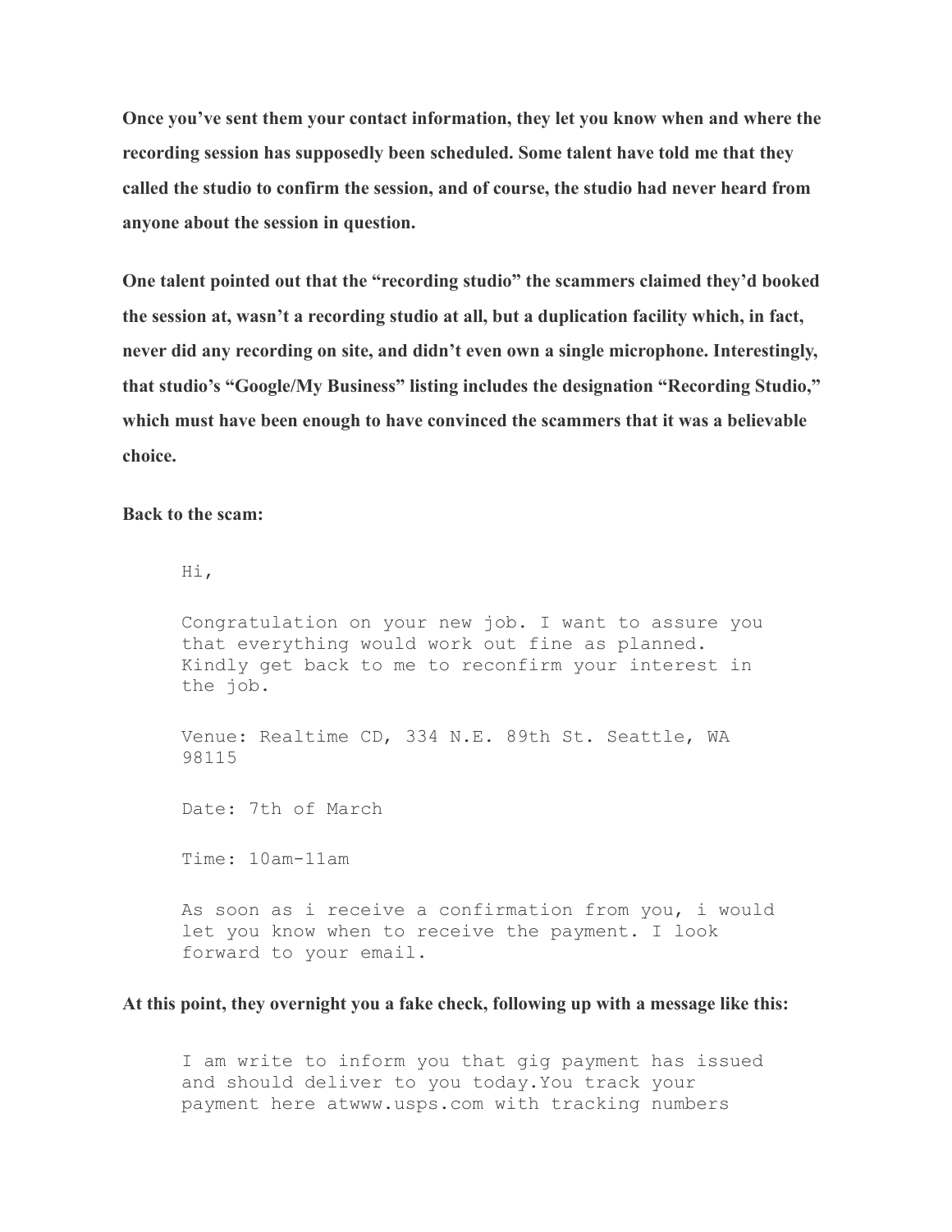**Once you've sent them your contact information, they let you know when and where the recording session has supposedly been scheduled. Some talent have told me that they called the studio to confirm the session, and of course, the studio had never heard from anyone about the session in question.**

**One talent pointed out that the "recording studio" the scammers claimed they'd booked the session at, wasn't a recording studio at all, but a duplication facility which, in fact, never did any recording on site, and didn't even own a single microphone. Interestingly, that studio's "Google/My Business" listing includes the designation "Recording Studio," which must have been enough to have convinced the scammers that it was a believable choice.**

**Back to the scam:**

```
Hi,

Congratulation on your new job. I want to assure you
that everything would work out fine as planned.
Kindly get back to me to reconfirm your interest in
the job.

Venue: Realtime CD, 334 N.E. 89th St. Seattle, WA
98115

Date: 7th of March

Time: 10am-11am

As soon as i receive a confirmation from you, i would
let you know when to receive the payment. I look
forward to your email.
```

**At this point, they overnight you a fake check, following up with a message like this:**

```
I am write to inform you that gig payment has issued
and should deliver to you today.You track your
payment here atwww.usps.com with tracking numbers
```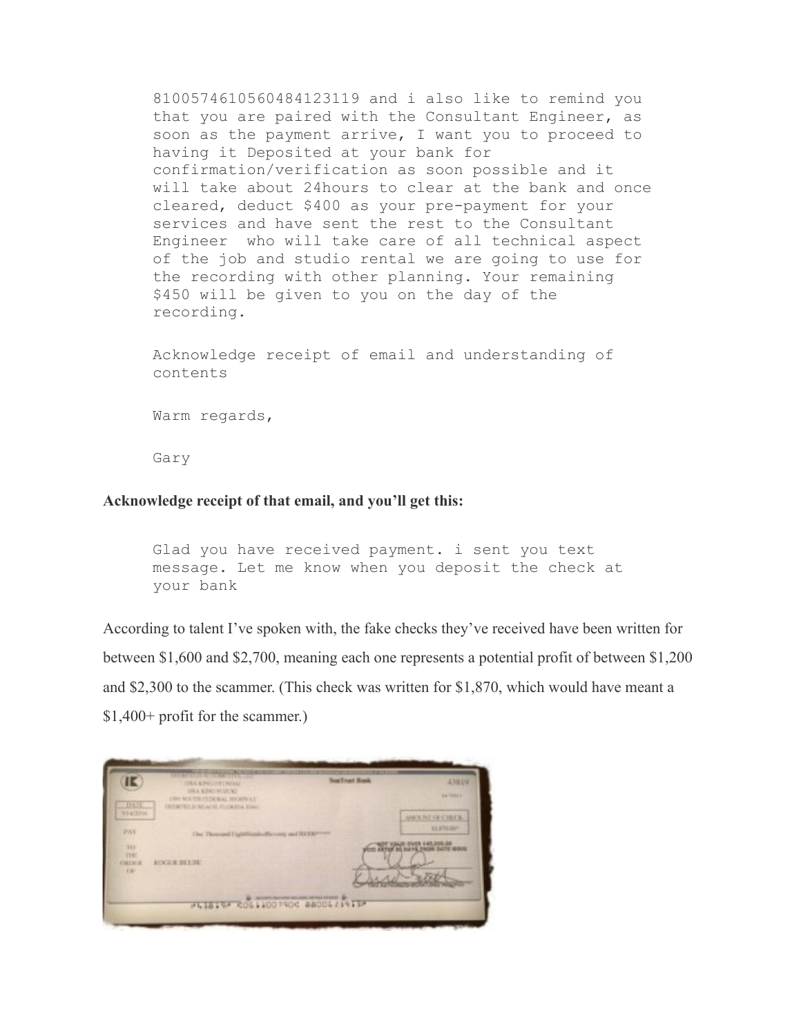```
8100574610560484123119 and i also like to remind you
that you are paired with the Consultant Engineer, as
soon as the payment arrive, I want you to proceed to
having it Deposited at your bank for
confirmation/verification as soon possible and it
will take about 24hours to clear at the bank and once
cleared, deduct $400 as your pre-payment for your
services and have sent the rest to the Consultant
Engineer  who will take care of all technical aspect
of the job and studio rental we are going to use for
the recording with other planning. Your remaining
$450 will be given to you on the day of the
recording.

Acknowledge receipt of email and understanding of
contents

Warm regards,

Gary
```

**Acknowledge receipt of that email, and you'll get this:**

```
Glad you have received payment. i sent you text
message. Let me know when you deposit the check at
your bank
```

According to talent I've spoken with, the fake checks they've received have been written for between $1,600 and $2,700, meaning each one represents a potential profit of between $1,200 and $2,300 to the scammer. (This check was written for $1,870, which would have meant a $1,400+ profit for the scammer.)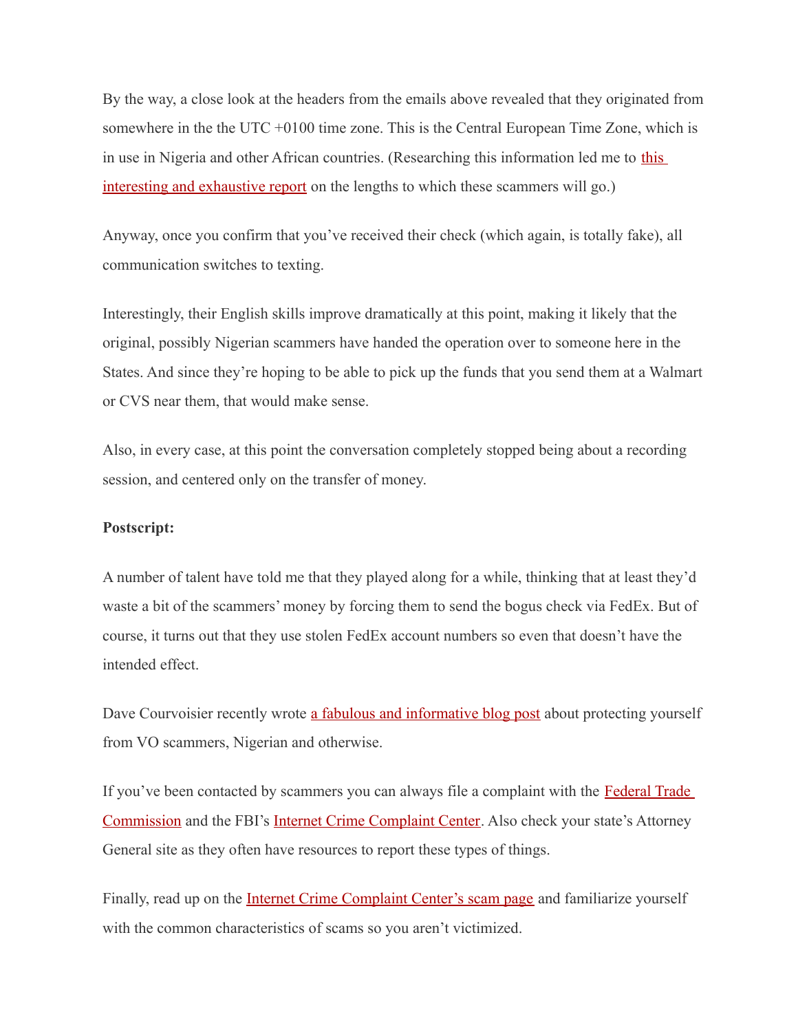By the way, a close look at the headers from the emails above revealed that they originated from somewhere in the the UTC +0100 time zone. This is the Central European Time Zone, which is in use in Nigeria and other African countries. (Researching this information led me to this interesting and exhaustive report on the lengths to which these scammers will go.)

Anyway, once you confirm that you've received their check (which again, is totally fake), all communication switches to texting.

Interestingly, their English skills improve dramatically at this point, making it likely that the original, possibly Nigerian scammers have handed the operation over to someone here in the States. And since they're hoping to be able to pick up the funds that you send them at a Walmart or CVS near them, that would make sense.

Also, in every case, at this point the conversation completely stopped being about a recording session, and centered only on the transfer of money.

**Postscript:**

A number of talent have told me that they played along for a while, thinking that at least they'd waste a bit of the scammers' money by forcing them to send the bogus check via FedEx. But of course, it turns out that they use stolen FedEx account numbers so even that doesn't have the intended effect.

Dave Courvoisier recently wrote a fabulous and informative blog post about protecting yourself from VO scammers, Nigerian and otherwise.

If you've been contacted by scammers you can always file a complaint with the Federal Trade Commission and the FBI's Internet Crime Complaint Center. Also check your state's Attorney General site as they often have resources to report these types of things.

Finally, read up on the Internet Crime Complaint Center's scam page and familiarize yourself with the common characteristics of scams so you aren't victimized.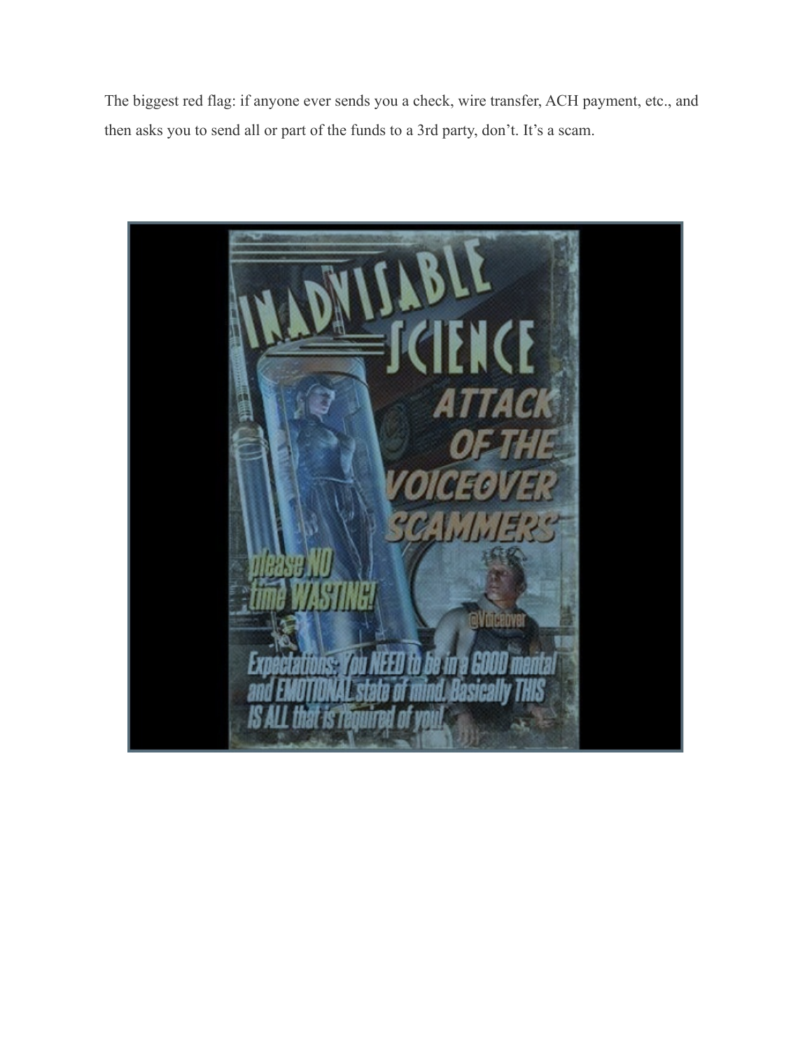The biggest red flag: if anyone ever sends you a check, wire transfer, ACH payment, etc., and then asks you to send all or part of the funds to a 3rd party, don't. It's a scam.